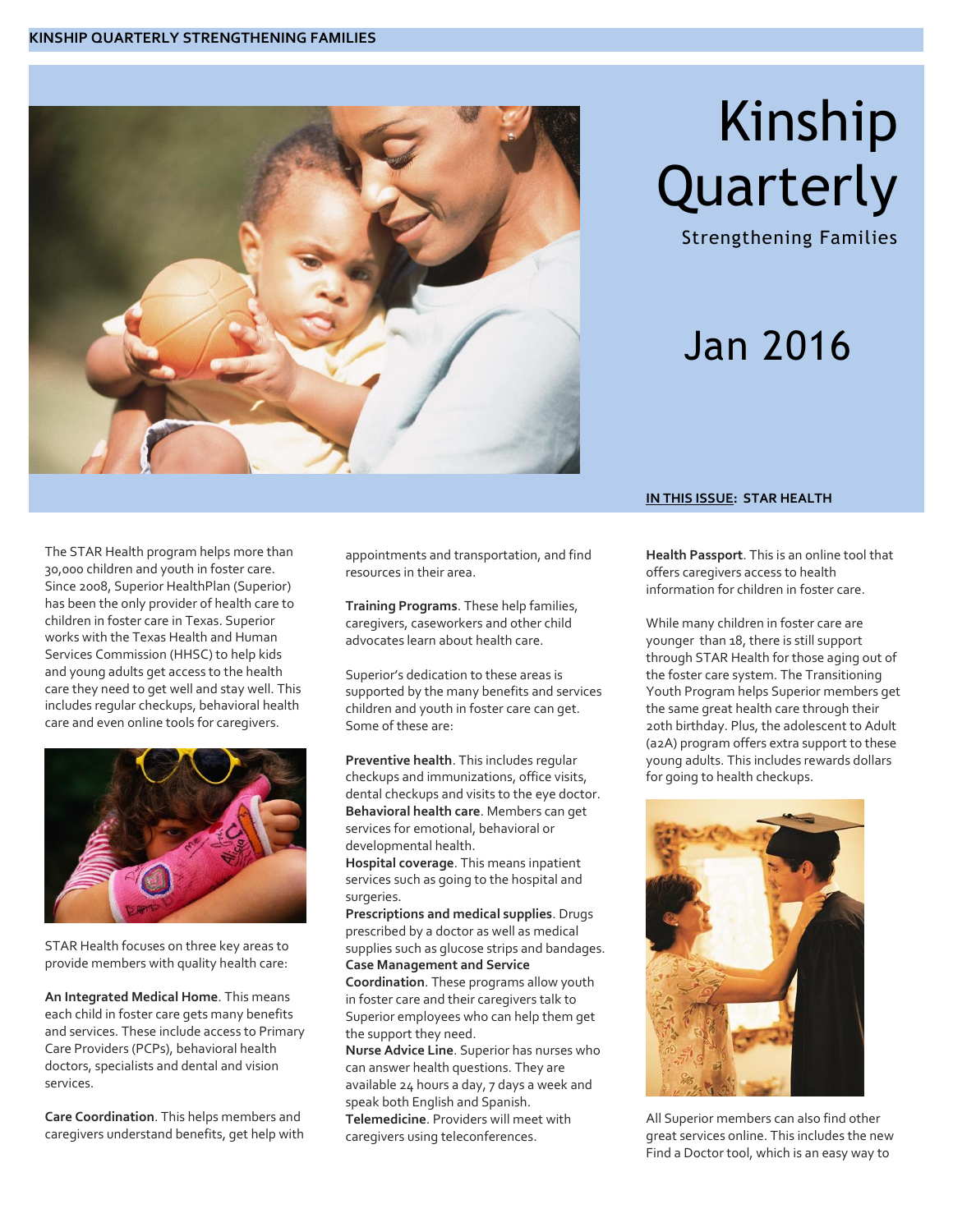# Kinship Quarterly

Strengthening Families

Jan 2016

**IN THIS ISSUE: STAR HEALTH**

The STAR Health program helps more than 30,000 children and youth in foster care. Since 2008, Superior HealthPlan (Superior) has been the only provider of health care to children in foster care in Texas. Superior works with the Texas Health and Human Services Commission (HHSC) to help kids and young adults get access to the health care they need to get well and stay well. This includes regular checkups, behavioral health care and even online tools for caregivers.

STAR Health focuses on three key areas to provide members with quality health care:

**An Integrated Medical Home**. This means each child in foster care gets many benefits and services. These include access to Primary Care Providers (PCPs), behavioral health doctors, specialists and dental and vision services.

**Care Coordination**. This helps members and caregivers understand benefits, get help with appointments and transportation, and find resources in their area.

**Training Programs**. These help families, caregivers, caseworkers and other child advocates learn about health care.

Superior's dedication to these areas is supported by the many benefits and services children and youth in foster care can get. Some of these are:

**Preventive health**. This includes regular checkups and immunizations, office visits, dental checkups and visits to the eye doctor.
**Behavioral health care**. Members can get services for emotional, behavioral or developmental health.
**Hospital coverage**. This means inpatient services such as going to the hospital and surgeries.
**Prescriptions and medical supplies**. Drugs prescribed by a doctor as well as medical supplies such as glucose strips and bandages.
**Case Management and Service Coordination**. These programs allow youth in foster care and their caregivers talk to Superior employees who can help them get the support they need.
**Nurse Advice Line**. Superior has nurses who can answer health questions. They are available 24 hours a day, 7 days a week and speak both English and Spanish.
**Telemedicine**. Providers will meet with caregivers using teleconferences.

**Health Passport**. This is an online tool that offers caregivers access to health information for children in foster care.

While many children in foster care are younger than 18, there is still support through STAR Health for those aging out of the foster care system. The Transitioning Youth Program helps Superior members get the same great health care through their 20th birthday. Plus, the adolescent to Adult (a2A) program offers extra support to these young adults. This includes rewards dollars for going to health checkups.

All Superior members can also find other great services online. This includes the new Find a Doctor tool, which is an easy way to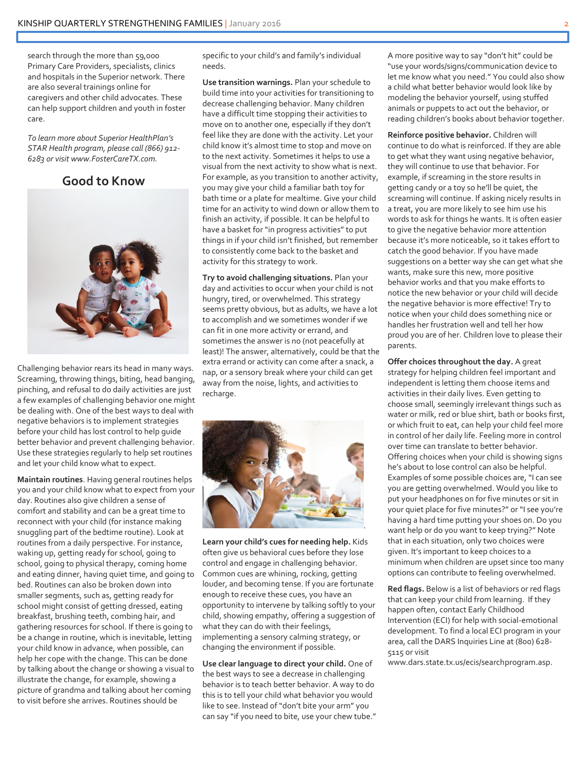search through the more than 59,000 Primary Care Providers, specialists, clinics and hospitals in the Superior network. There are also several trainings online for caregivers and other child advocates. These can help support children and youth in foster care.

*To learn more about Superior HealthPlan's STAR Health program, please call (866) 912-6283 or visit www.FosterCareTX.com.*

## Good to Know

Challenging behavior rears its head in many ways. Screaming, throwing things, biting, head banging, pinching, and refusal to do daily activities are just a few examples of challenging behavior one might be dealing with. One of the best ways to deal with negative behaviors is to implement strategies before your child has lost control to help guide better behavior and prevent challenging behavior. Use these strategies regularly to help set routines and let your child know what to expect.

**Maintain routines**. Having general routines helps you and your child know what to expect from your day. Routines also give children a sense of comfort and stability and can be a great time to reconnect with your child (for instance making snuggling part of the bedtime routine). Look at routines from a daily perspective. For instance, waking up, getting ready for school, going to school, going to physical therapy, coming home and eating dinner, having quiet time, and going to bed. Routines can also be broken down into smaller segments, such as, getting ready for school might consist of getting dressed, eating breakfast, brushing teeth, combing hair, and gathering resources for school. If there is going to be a change in routine, which is inevitable, letting your child know in advance, when possible, can help her cope with the change. This can be done by talking about the change or showing a visual to illustrate the change, for example, showing a picture of grandma and talking about her coming to visit before she arrives. Routines should be specific to your child's and family's individual needs.

**Use transition warnings.** Plan your schedule to build time into your activities for transitioning to decrease challenging behavior. Many children have a difficult time stopping their activities to move on to another one, especially if they don't feel like they are done with the activity. Let your child know it's almost time to stop and move on to the next activity. Sometimes it helps to use a visual from the next activity to show what is next. For example, as you transition to another activity, you may give your child a familiar bath toy for bath time or a plate for mealtime. Give your child time for an activity to wind down or allow them to finish an activity, if possible. It can be helpful to have a basket for "in progress activities" to put things in if your child isn't finished, but remember to consistently come back to the basket and activity for this strategy to work.

**Try to avoid challenging situations.** Plan your day and activities to occur when your child is not hungry, tired, or overwhelmed. This strategy seems pretty obvious, but as adults, we have a lot to accomplish and we sometimes wonder if we can fit in one more activity or errand, and sometimes the answer is no (not peacefully at least)! The answer, alternatively, could be that the extra errand or activity can come after a snack, a nap, or a sensory break where your child can get away from the noise, lights, and activities to recharge.

**Learn your child's cues for needing help.** Kids often give us behavioral cues before they lose control and engage in challenging behavior. Common cues are whining, rocking, getting louder, and becoming tense. If you are fortunate enough to receive these cues, you have an opportunity to intervene by talking softly to your child, showing empathy, offering a suggestion of what they can do with their feelings, implementing a sensory calming strategy, or changing the environment if possible.

**Use clear language to direct your child.** One of the best ways to see a decrease in challenging behavior is to teach better behavior. A way to do this is to tell your child what behavior you would like to see. Instead of "don't bite your arm" you can say "if you need to bite, use your chew tube." A more positive way to say "don't hit" could be "use your words/signs/communication device to let me know what you need." You could also show a child what better behavior would look like by modeling the behavior yourself, using stuffed animals or puppets to act out the behavior, or reading children's books about behavior together.

**Reinforce positive behavior.** Children will continue to do what is reinforced. If they are able to get what they want using negative behavior, they will continue to use that behavior. For example, if screaming in the store results in getting candy or a toy so he'll be quiet, the screaming will continue. If asking nicely results in a treat, you are more likely to see him use his words to ask for things he wants. It is often easier to give the negative behavior more attention because it's more noticeable, so it takes effort to catch the good behavior. If you have made suggestions on a better way she can get what she wants, make sure this new, more positive behavior works and that you make efforts to notice the new behavior or your child will decide the negative behavior is more effective! Try to notice when your child does something nice or handles her frustration well and tell her how proud you are of her. Children love to please their parents.

**Offer choices throughout the day.** A great strategy for helping children feel important and independent is letting them choose items and activities in their daily lives. Even getting to choose small, seemingly irrelevant things such as water or milk, red or blue shirt, bath or books first, or which fruit to eat, can help your child feel more in control of her daily life. Feeling more in control over time can translate to better behavior. Offering choices when your child is showing signs he's about to lose control can also be helpful. Examples of some possible choices are, "I can see you are getting overwhelmed. Would you like to put your headphones on for five minutes or sit in your quiet place for five minutes?" or "I see you're having a hard time putting your shoes on. Do you want help or do you want to keep trying?" Note that in each situation, only two choices were given. It's important to keep choices to a minimum when children are upset since too many options can contribute to feeling overwhelmed.

**Red flags.** Below is a list of behaviors or red flags that can keep your child from learning. If they happen often, contact Early Childhood Intervention (ECI) for help with social-emotional development. To find a local ECI program in your area, call the DARS Inquiries Line at (800) 628-5115 or visit www.dars.state.tx.us/ecis/searchprogram.asp.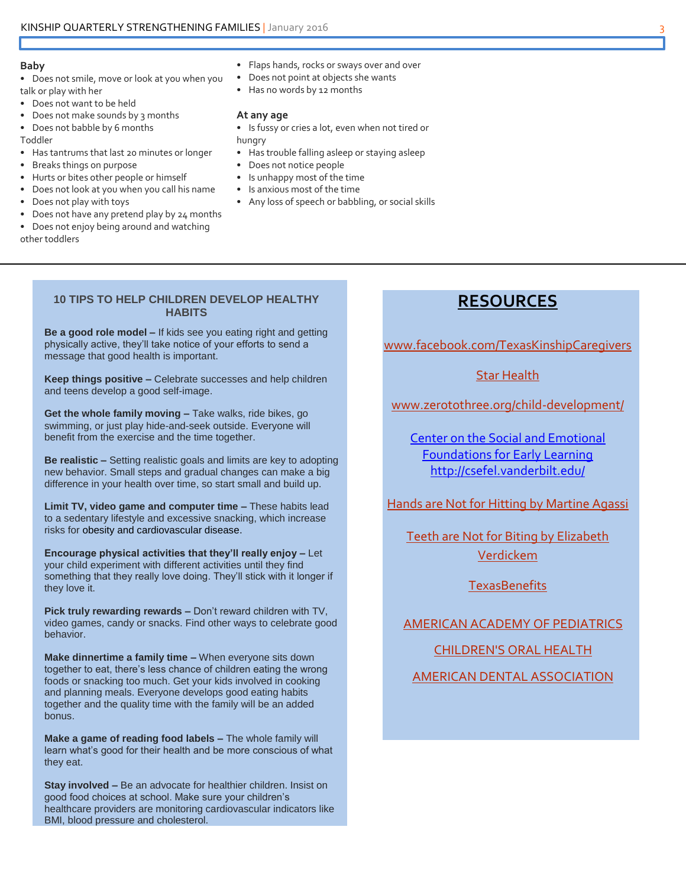**Baby**

- Does not smile, move or look at you when you talk or play with her
- Does not want to be held
- Does not make sounds by 3 months
- Does not babble by 6 months

Toddler

- Has tantrums that last 20 minutes or longer
- Breaks things on purpose
- Hurts or bites other people or himself
- Does not look at you when you call his name
- Does not play with toys
- Does not have any pretend play by 24 months
- Does not enjoy being around and watching other toddlers
- Flaps hands, rocks or sways over and over
- Does not point at objects she wants
- Has no words by 12 months

**At any age**

- Is fussy or cries a lot, even when not tired or hungry
- Has trouble falling asleep or staying asleep
- Does not notice people
- Is unhappy most of the time
- Is anxious most of the time
- Any loss of speech or babbling, or social skills

---

## 10 TIPS TO HELP CHILDREN DEVELOP HEALTHY HABITS

**Be a good role model –** If kids see you eating right and getting physically active, they'll take notice of your efforts to send a message that good health is important.

**Keep things positive –** Celebrate successes and help children and teens develop a good self-image.

**Get the whole family moving –** Take walks, ride bikes, go swimming, or just play hide-and-seek outside. Everyone will benefit from the exercise and the time together.

**Be realistic –** Setting realistic goals and limits are key to adopting new behavior. Small steps and gradual changes can make a big difference in your health over time, so start small and build up.

**Limit TV, video game and computer time –** These habits lead to a sedentary lifestyle and excessive snacking, which increase risks for obesity and cardiovascular disease.

**Encourage physical activities that they'll really enjoy –** Let your child experiment with different activities until they find something that they really love doing. They'll stick with it longer if they love it.

**Pick truly rewarding rewards –** Don't reward children with TV, video games, candy or snacks. Find other ways to celebrate good behavior.

**Make dinnertime a family time –** When everyone sits down together to eat, there's less chance of children eating the wrong foods or snacking too much. Get your kids involved in cooking and planning meals. Everyone develops good eating habits together and the quality time with the family will be an added bonus.

**Make a game of reading food labels –** The whole family will learn what's good for their health and be more conscious of what they eat.

**Stay involved –** Be an advocate for healthier children. Insist on good food choices at school. Make sure your children's healthcare providers are monitoring cardiovascular indicators like BMI, blood pressure and cholesterol.

## RESOURCES

www.facebook.com/TexasKinshipCaregivers

Star Health

www.zerotothree.org/child-development/

Center on the Social and Emotional Foundations for Early Learning http://csefel.vanderbilt.edu/

Hands are Not for Hitting by Martine Agassi

Teeth are Not for Biting by Elizabeth Verdickem

TexasBenefits

AMERICAN ACADEMY OF PEDIATRICS

CHILDREN'S ORAL HEALTH

AMERICAN DENTAL ASSOCIATION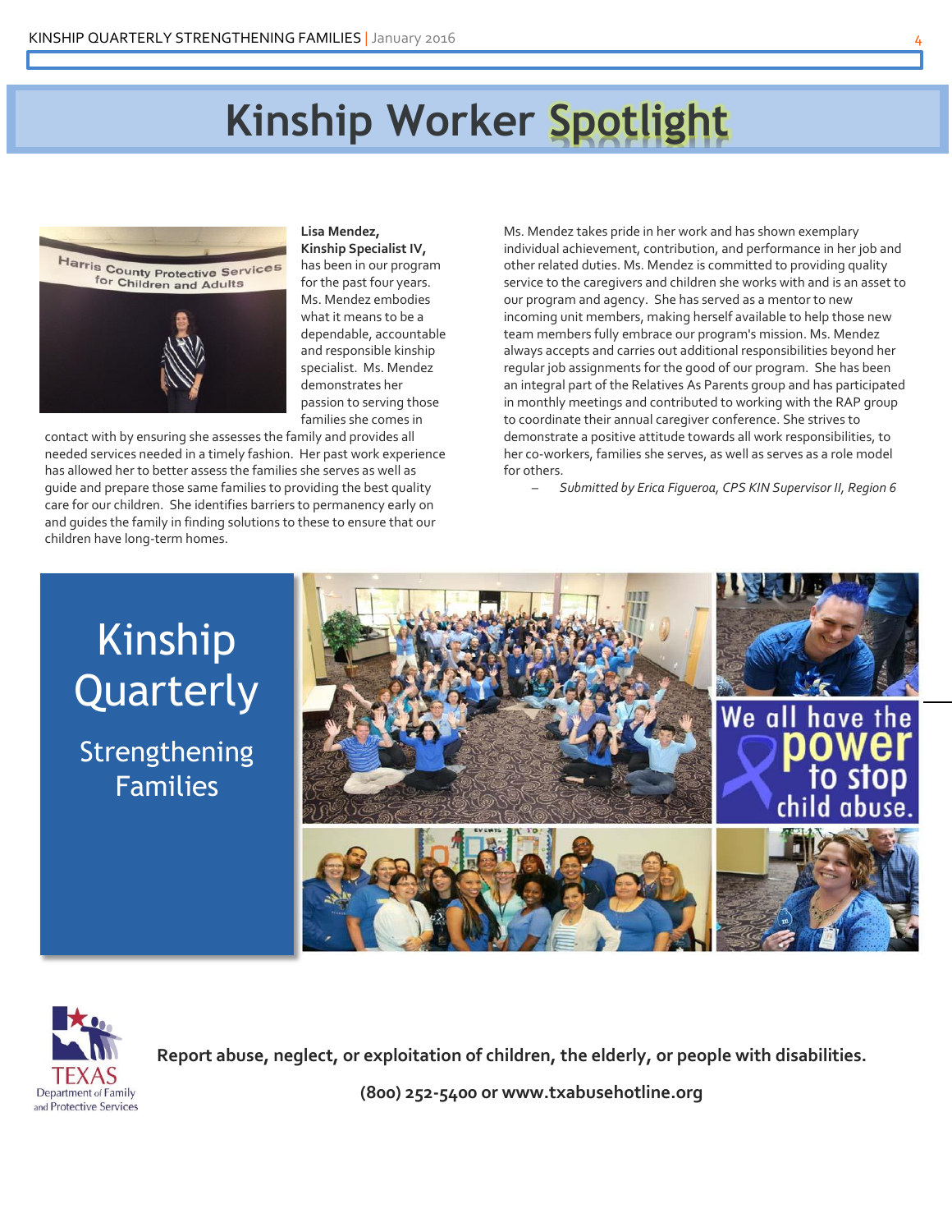# Kinship Worker Spotlight

**Lisa Mendez, Kinship Specialist IV,** has been in our program for the past four years. Ms. Mendez embodies what it means to be a dependable, accountable and responsible kinship specialist. Ms. Mendez demonstrates her passion to serving those families she comes in contact with by ensuring she assesses the family and provides all needed services needed in a timely fashion. Her past work experience has allowed her to better assess the families she serves as well as guide and prepare those same families to providing the best quality care for our children. She identifies barriers to permanency early on and guides the family in finding solutions to these to ensure that our children have long-term homes.

Ms. Mendez takes pride in her work and has shown exemplary individual achievement, contribution, and performance in her job and other related duties. Ms. Mendez is committed to providing quality service to the caregivers and children she works with and is an asset to our program and agency. She has served as a mentor to new incoming unit members, making herself available to help those new team members fully embrace our program's mission. Ms. Mendez always accepts and carries out additional responsibilities beyond her regular job assignments for the good of our program. She has been an integral part of the Relatives As Parents group and has participated in monthly meetings and contributed to working with the RAP group to coordinate their annual caregiver conference. She strives to demonstrate a positive attitude towards all work responsibilities, to her co-workers, families she serves, as well as serves as a role model for others.

– *Submitted by Erica Figueroa, CPS KIN Supervisor II, Region 6*

## Kinship Quarterly

### Strengthening Families

We all have the power to stop child abuse.

TEXAS Department of Family and Protective Services

**Report abuse, neglect, or exploitation of children, the elderly, or people with disabilities.**

**(800) 252-5400 or www.txabusehotline.org**